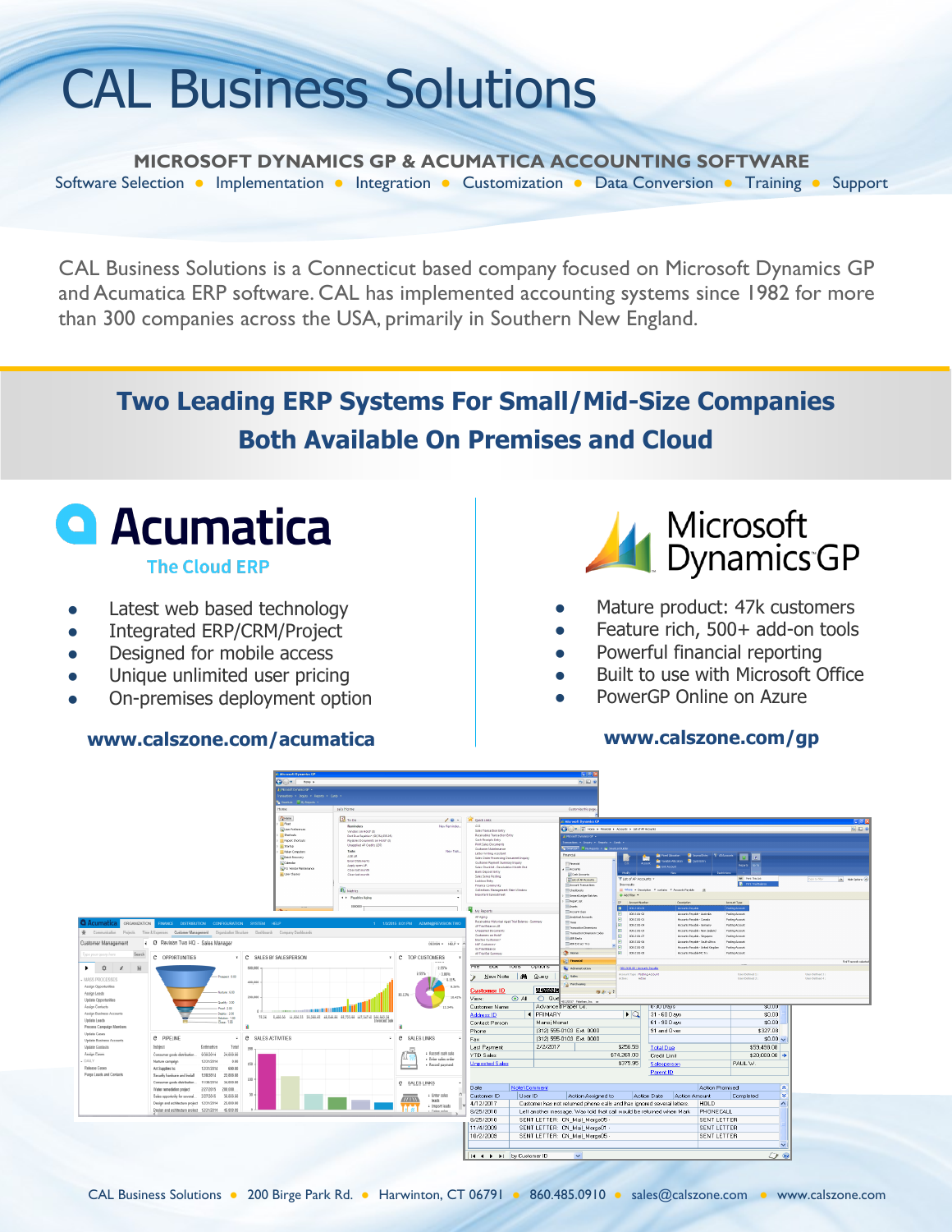# CAL Business Solutions

**MICROSOFT DYNAMICS GP & ACUMATICA ACCOUNTING SOFTWARE**

Software Selection • Implementation • Integration • Customization • Data Conversion • Training • Support

CAL Business Solutions is a Connecticut based company focused on Microsoft Dynamics GP and Acumatica ERP software. CAL has implemented accounting systems since 1982 for more than 300 companies across the USA, primarily in Southern New England.

## Two Leading ERP Systems For Small/Mid-Size Companies

## Both Available On Premises and Cloud

### Acumatica

**The Cloud ERP**

- Latest web based technology
- Integrated ERP/CRM/Project
- Designed for mobile access
- Unique unlimited user pricing
- On-premises deployment option

**www.calszone.com/acumatica**

### Microsoft Dynamics GP

- Mature product: 47k customers
- Feature rich, 500+ add-on tools
- Powerful financial reporting
- Built to use with Microsoft Office
- PowerGP Online on Azure

**www.calszone.com/gp**

CAL Business Solutions • 200 Birge Park Rd. • Harwinton, CT 06791 • 860.485.0910 • sales@calszone.com • www.calszone.com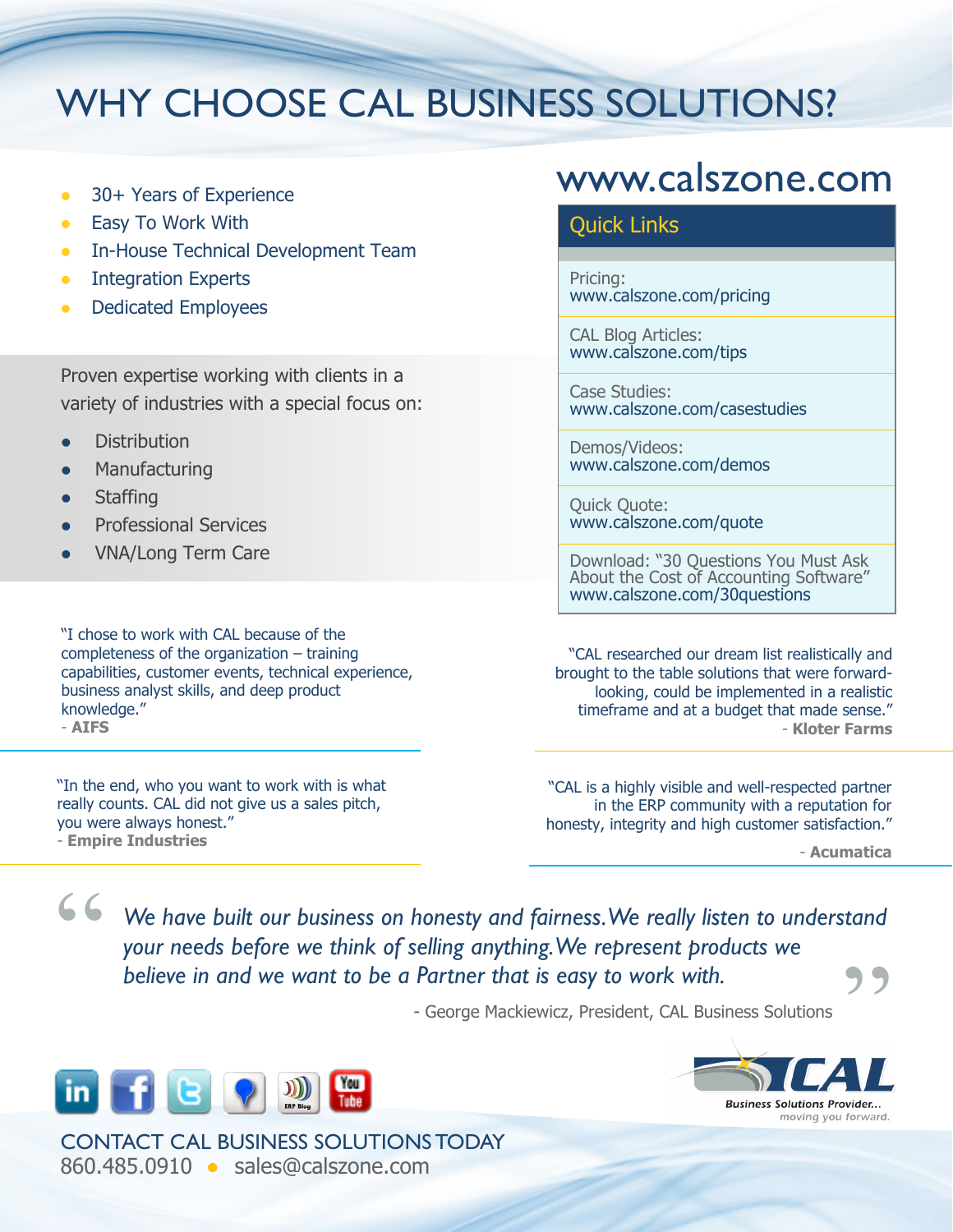# WHY CHOOSE CAL BUSINESS SOLUTIONS?

- 30+ Years of Experience
- Easy To Work With
- In-House Technical Development Team
- Integration Experts
- Dedicated Employees

Proven expertise working with clients in a variety of industries with a special focus on:

- Distribution
- Manufacturing
- Staffing
- Professional Services
- VNA/Long Term Care

## www.calszone.com

### Quick Links

Pricing:
www.calszone.com/pricing

CAL Blog Articles:
www.calszone.com/tips

Case Studies:
www.calszone.com/casestudies

Demos/Videos:
www.calszone.com/demos

Quick Quote:
www.calszone.com/quote

Download: "30 Questions You Must Ask About the Cost of Accounting Software"
www.calszone.com/30questions

"I chose to work with CAL because of the completeness of the organization – training capabilities, customer events, technical experience, business analyst skills, and deep product knowledge."
- **AIFS**

"CAL researched our dream list realistically and brought to the table solutions that were forward-looking, could be implemented in a realistic timeframe and at a budget that made sense."
- **Kloter Farms**

"In the end, who you want to work with is what really counts. CAL did not give us a sales pitch, you were always honest."
- **Empire Industries**

"CAL is a highly visible and well-respected partner in the ERP community with a reputation for honesty, integrity and high customer satisfaction."
- **Acumatica**

> *We have built our business on honesty and fairness. We really listen to understand your needs before we think of selling anything. We represent products we believe in and we want to be a Partner that is easy to work with.*
>
> - George Mackiewicz, President, CAL Business Solutions

CAL Business Solutions Provider... moving you forward.

CONTACT CAL BUSINESS SOLUTIONS TODAY
860.485.0910 • sales@calszone.com